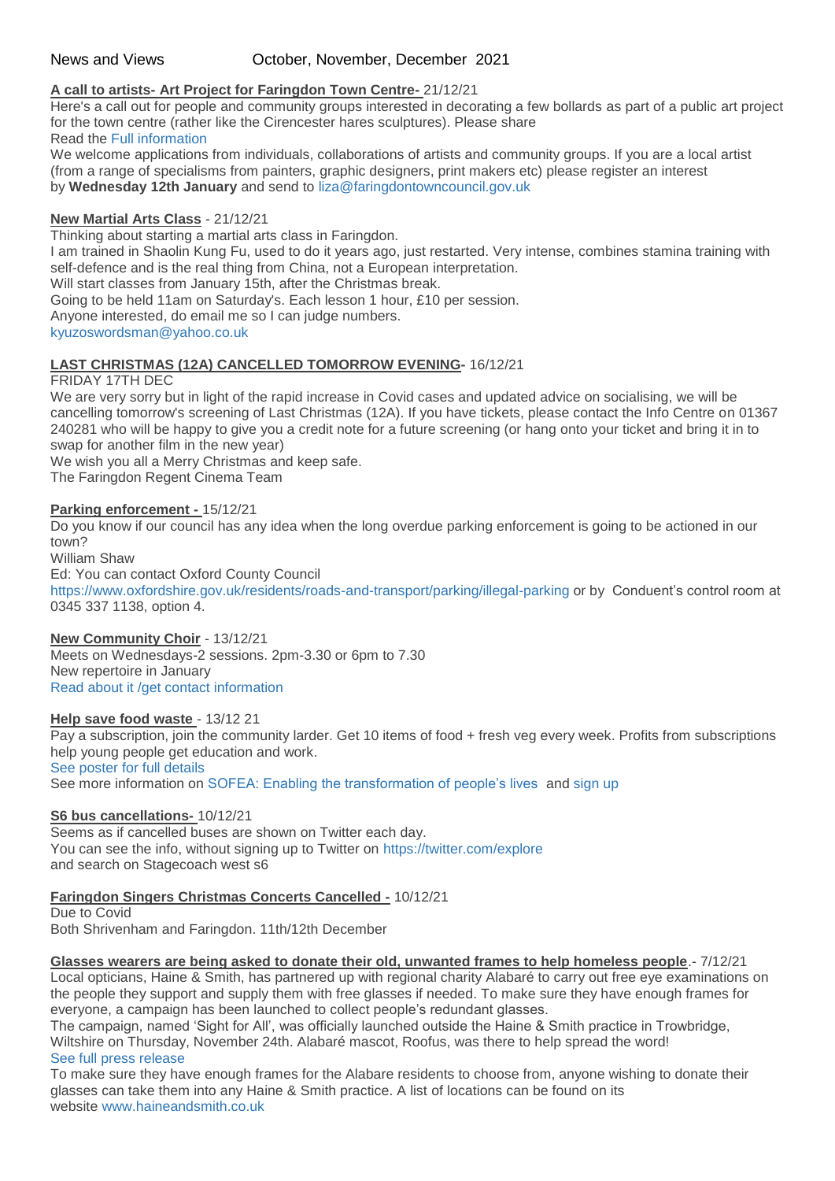News and Views October, November, December 2021

**A call to artists- Art Project for Faringdon Town Centre-** 21/12/21

Here's a call out for people and community groups interested in decorating a few bollards as part of a public art project for the town centre (rather like the Cirencester hares sculptures). Please share

Read the Full information

We welcome applications from individuals, collaborations of artists and community groups. If you are a local artist (from a range of specialisms from painters, graphic designers, print makers etc) please register an interest by **Wednesday 12th January** and send to liza@faringdontowncouncil.gov.uk

**New Martial Arts Class** - 21/12/21

Thinking about starting a martial arts class in Faringdon.

I am trained in Shaolin Kung Fu, used to do it years ago, just restarted. Very intense, combines stamina training with self-defence and is the real thing from China, not a European interpretation.

Will start classes from January 15th, after the Christmas break.

Going to be held 11am on Saturday's. Each lesson 1 hour, £10 per session.

Anyone interested, do email me so I can judge numbers.

kyuzoswordsman@yahoo.co.uk

**LAST CHRISTMAS (12A) CANCELLED TOMORROW EVENING-** 16/12/21

FRIDAY 17TH DEC

We are very sorry but in light of the rapid increase in Covid cases and updated advice on socialising, we will be cancelling tomorrow's screening of Last Christmas (12A). If you have tickets, please contact the Info Centre on 01367 240281 who will be happy to give you a credit note for a future screening (or hang onto your ticket and bring it in to swap for another film in the new year)

We wish you all a Merry Christmas and keep safe.

The Faringdon Regent Cinema Team

**Parking enforcement -** 15/12/21

Do you know if our council has any idea when the long overdue parking enforcement is going to be actioned in our town?

William Shaw

Ed: You can contact Oxford County Council https://www.oxfordshire.gov.uk/residents/roads-and-transport/parking/illegal-parking or by Conduent's control room at 0345 337 1138, option 4.

**New Community Choir** - 13/12/21

Meets on Wednesdays-2 sessions. 2pm-3.30 or 6pm to 7.30

New repertoire in January

Read about it /get contact information

**Help save food waste** - 13/12 21

Pay a subscription, join the community larder. Get 10 items of food + fresh veg every week. Profits from subscriptions help young people get education and work.

See poster for full details

See more information on SOFEA: Enabling the transformation of people's lives and sign up

**S6 bus cancellations-** 10/12/21

Seems as if cancelled buses are shown on Twitter each day.

You can see the info, without signing up to Twitter on https://twitter.com/explore and search on Stagecoach west s6

**Faringdon Singers Christmas Concerts Cancelled -** 10/12/21

Due to Covid

Both Shrivenham and Faringdon. 11th/12th December

**Glasses wearers are being asked to donate their old, unwanted frames to help homeless people**.- 7/12/21

Local opticians, Haine & Smith, has partnered up with regional charity Alabaré to carry out free eye examinations on the people they support and supply them with free glasses if needed. To make sure they have enough frames for everyone, a campaign has been launched to collect people's redundant glasses.

The campaign, named 'Sight for All', was officially launched outside the Haine & Smith practice in Trowbridge, Wiltshire on Thursday, November 24th. Alabaré mascot, Roofus, was there to help spread the word!

See full press release

To make sure they have enough frames for the Alabare residents to choose from, anyone wishing to donate their glasses can take them into any Haine & Smith practice. A list of locations can be found on its website www.haineandsmith.co.uk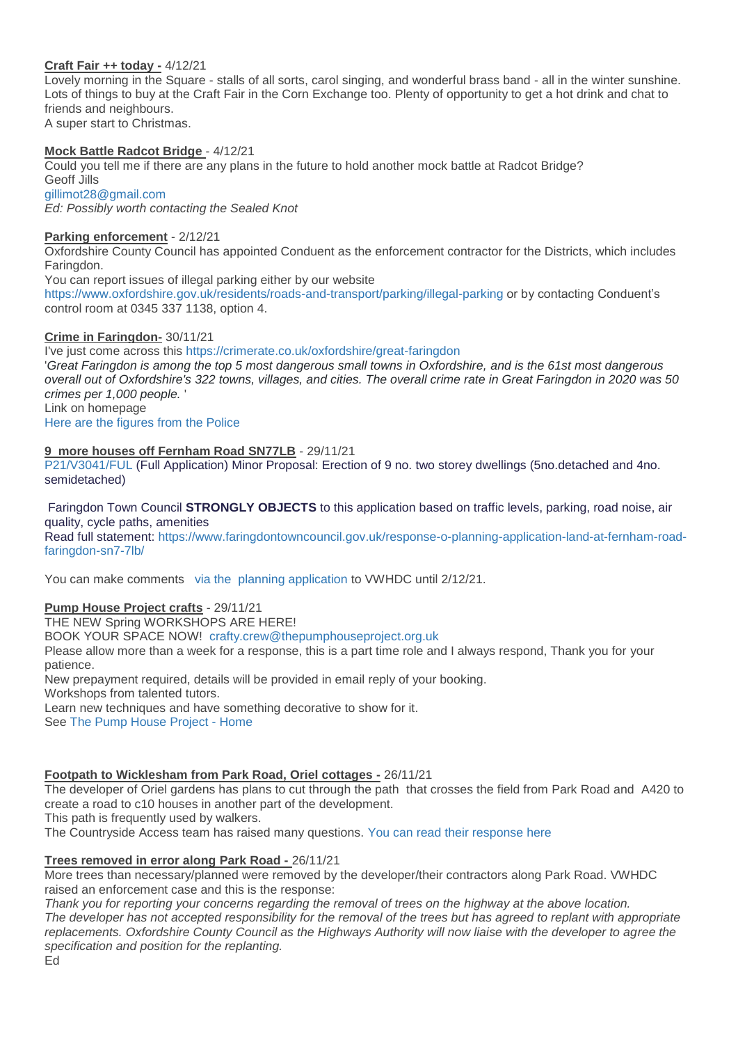**Craft Fair ++ today -** 4/12/21

Lovely morning in the Square - stalls of all sorts, carol singing, and wonderful brass band - all in the winter sunshine. Lots of things to buy at the Craft Fair in the Corn Exchange too. Plenty of opportunity to get a hot drink and chat to friends and neighbours.
A super start to Christmas.

**Mock Battle Radcot Bridge** - 4/12/21

Could you tell me if there are any plans in the future to hold another mock battle at Radcot Bridge?
Geoff Jills
gillimot28@gmail.com
*Ed: Possibly worth contacting the Sealed Knot*

**Parking enforcement** - 2/12/21

Oxfordshire County Council has appointed Conduent as the enforcement contractor for the Districts, which includes Faringdon.
You can report issues of illegal parking either by our website https://www.oxfordshire.gov.uk/residents/roads-and-transport/parking/illegal-parking or by contacting Conduent's control room at 0345 337 1138, option 4.

**Crime in Faringdon-** 30/11/21

I've just come across this https://crimerate.co.uk/oxfordshire/great-faringdon
'*Great Faringdon is among the top 5 most dangerous small towns in Oxfordshire, and is the 61st most dangerous overall out of Oxfordshire's 322 towns, villages, and cities. The overall crime rate in Great Faringdon in 2020 was 50 crimes per 1,000 people.* '
Link on homepage
Here are the figures from the Police

**9 more houses off Fernham Road SN77LB** - 29/11/21

P21/V3041/FUL (Full Application) Minor Proposal: Erection of 9 no. two storey dwellings (5no.detached and 4no. semidetached)

Faringdon Town Council **STRONGLY OBJECTS** to this application based on traffic levels, parking, road noise, air quality, cycle paths, amenities
Read full statement: https://www.faringdontowncouncil.gov.uk/response-o-planning-application-land-at-fernham-road-faringdon-sn7-7lb/

You can make comments via the planning application to VWHDC until 2/12/21.

**Pump House Project crafts** - 29/11/21

THE NEW Spring WORKSHOPS ARE HERE!
BOOK YOUR SPACE NOW! crafty.crew@thepumphouseproject.org.uk
Please allow more than a week for a response, this is a part time role and I always respond, Thank you for your patience.
New prepayment required, details will be provided in email reply of your booking.
Workshops from talented tutors.
Learn new techniques and have something decorative to show for it.
See The Pump House Project - Home

**Footpath to Wicklesham from Park Road, Oriel cottages -** 26/11/21

The developer of Oriel gardens has plans to cut through the path that crosses the field from Park Road and A420 to create a road to c10 houses in another part of the development.
This path is frequently used by walkers.
The Countryside Access team has raised many questions. You can read their response here

**Trees removed in error along Park Road -** 26/11/21

More trees than necessary/planned were removed by the developer/their contractors along Park Road. VWHDC raised an enforcement case and this is the response:
*Thank you for reporting your concerns regarding the removal of trees on the highway at the above location. The developer has not accepted responsibility for the removal of the trees but has agreed to replant with appropriate replacements. Oxfordshire County Council as the Highways Authority will now liaise with the developer to agree the specification and position for the replanting.*
Ed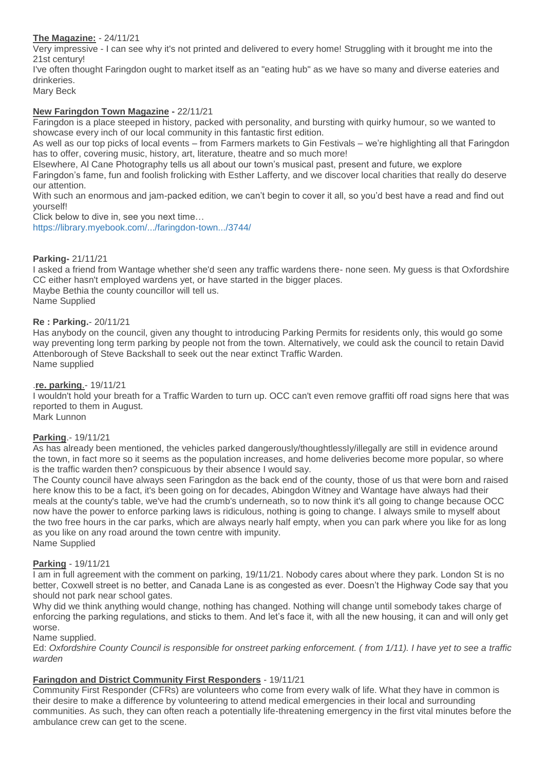**The Magazine:** - 24/11/21

Very impressive - I can see why it's not printed and delivered to every home! Struggling with it brought me into the 21st century!

I've often thought Faringdon ought to market itself as an "eating hub" as we have so many and diverse eateries and drinkeries.

Mary Beck

**New Faringdon Town Magazine -** 22/11/21

Faringdon is a place steeped in history, packed with personality, and bursting with quirky humour, so we wanted to showcase every inch of our local community in this fantastic first edition.

As well as our top picks of local events – from Farmers markets to Gin Festivals – we're highlighting all that Faringdon has to offer, covering music, history, art, literature, theatre and so much more!

Elsewhere, Al Cane Photography tells us all about our town's musical past, present and future, we explore Faringdon's fame, fun and foolish frolicking with Esther Lafferty, and we discover local charities that really do deserve our attention.

With such an enormous and jam-packed edition, we can't begin to cover it all, so you'd best have a read and find out yourself!

Click below to dive in, see you next time…

https://library.myebook.com/.../faringdon-town.../3744/

**Parking-** 21/11/21

I asked a friend from Wantage whether she'd seen any traffic wardens there- none seen. My guess is that Oxfordshire CC either hasn't employed wardens yet, or have started in the bigger places.

Maybe Bethia the county councillor will tell us.

Name Supplied

**Re : Parking.**- 20/11/21

Has anybody on the council, given any thought to introducing Parking Permits for residents only, this would go some way preventing long term parking by people not from the town. Alternatively, we could ask the council to retain David Attenborough of Steve Backshall to seek out the near extinct Traffic Warden.

Name supplied

.**re. parking**.- 19/11/21

I wouldn't hold your breath for a Traffic Warden to turn up. OCC can't even remove graffiti off road signs here that was reported to them in August.

Mark Lunnon

**Parking**.- 19/11/21

As has already been mentioned, the vehicles parked dangerously/thoughtlessly/illegally are still in evidence around the town, in fact more so it seems as the population increases, and home deliveries become more popular, so where is the traffic warden then? conspicuous by their absence I would say.

The County council have always seen Faringdon as the back end of the county, those of us that were born and raised here know this to be a fact, it's been going on for decades, Abingdon Witney and Wantage have always had their meals at the county's table, we've had the crumb's underneath, so to now think it's all going to change because OCC now have the power to enforce parking laws is ridiculous, nothing is going to change. I always smile to myself about the two free hours in the car parks, which are always nearly half empty, when you can park where you like for as long as you like on any road around the town centre with impunity.

Name Supplied

**Parking** - 19/11/21

I am in full agreement with the comment on parking, 19/11/21. Nobody cares about where they park. London St is no better, Coxwell street is no better, and Canada Lane is as congested as ever. Doesn't the Highway Code say that you should not park near school gates.

Why did we think anything would change, nothing has changed. Nothing will change until somebody takes charge of enforcing the parking regulations, and sticks to them. And let's face it, with all the new housing, it can and will only get worse.

Name supplied.

Ed: *Oxfordshire County Council is responsible for onstreet parking enforcement. ( from 1/11). I have yet to see a traffic warden*

**Faringdon and District Community First Responders** - 19/11/21

Community First Responder (CFRs) are volunteers who come from every walk of life. What they have in common is their desire to make a difference by volunteering to attend medical emergencies in their local and surrounding communities. As such, they can often reach a potentially life-threatening emergency in the first vital minutes before the ambulance crew can get to the scene.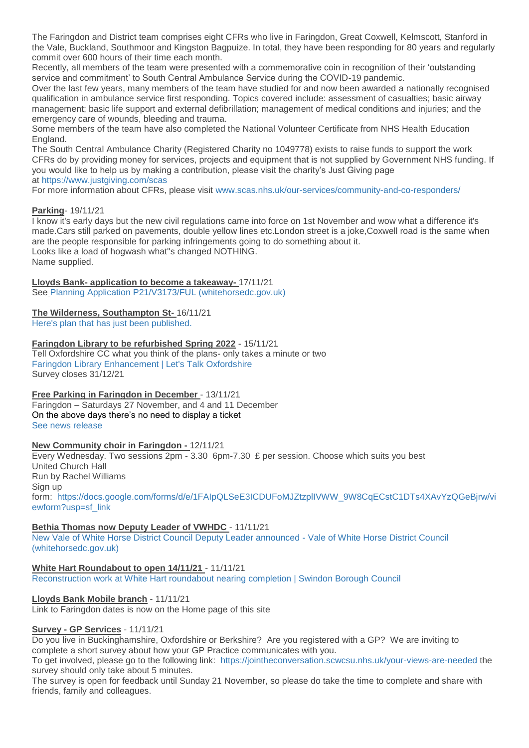The Faringdon and District team comprises eight CFRs who live in Faringdon, Great Coxwell, Kelmscott, Stanford in the Vale, Buckland, Southmoor and Kingston Bagpuize. In total, they have been responding for 80 years and regularly commit over 600 hours of their time each month.

Recently, all members of the team were presented with a commemorative coin in recognition of their 'outstanding service and commitment' to South Central Ambulance Service during the COVID-19 pandemic.

Over the last few years, many members of the team have studied for and now been awarded a nationally recognised qualification in ambulance service first responding. Topics covered include: assessment of casualties; basic airway management; basic life support and external defibrillation; management of medical conditions and injuries; and the emergency care of wounds, bleeding and trauma.

Some members of the team have also completed the National Volunteer Certificate from NHS Health Education England.

The South Central Ambulance Charity (Registered Charity no 1049778) exists to raise funds to support the work CFRs do by providing money for services, projects and equipment that is not supplied by Government NHS funding. If you would like to help us by making a contribution, please visit the charity's Just Giving page at https://www.justgiving.com/scas

For more information about CFRs, please visit www.scas.nhs.uk/our-services/community-and-co-responders/

**Parking**- 19/11/21

I know it's early days but the new civil regulations came into force on 1st November and wow what a difference it's made.Cars still parked on pavements, double yellow lines etc.London street is a joke,Coxwell road is the same when are the people responsible for parking infringements going to do something about it.

Looks like a load of hogwash what"s changed NOTHING.

Name supplied.

**Lloyds Bank- application to become a takeaway-** 17/11/21

See Planning Application P21/V3173/FUL (whitehorsedc.gov.uk)

**The Wilderness, Southampton St-** 16/11/21

Here's plan that has just been published.

**Faringdon Library to be refurbished Spring 2022** - 15/11/21

Tell Oxfordshire CC what you think of the plans- only takes a minute or two

Faringdon Library Enhancement | Let's Talk Oxfordshire

Survey closes 31/12/21

**Free Parking in Faringdon in December** - 13/11/21

Faringdon – Saturdays 27 November, and 4 and 11 December

On the above days there's no need to display a ticket

See news release

**New Community choir in Faringdon -** 12/11/21

Every Wednesday. Two sessions 2pm - 3.30 6pm-7.30 £ per session. Choose which suits you best

United Church Hall

Run by Rachel Williams

Sign up form: https://docs.google.com/forms/d/e/1FAIpQLSeE3ICDUFoMJZtzplIVWW_9W8CqECstC1DTs4XAvYzQGeBjrw/viewform?usp=sf_link

**Bethia Thomas now Deputy Leader of VWHDC** - 11/11/21

New Vale of White Horse District Council Deputy Leader announced - Vale of White Horse District Council (whitehorsedc.gov.uk)

**White Hart Roundabout to open 14/11/21** - 11/11/21

Reconstruction work at White Hart roundabout nearing completion | Swindon Borough Council

**Lloyds Bank Mobile branch** - 11/11/21

Link to Faringdon dates is now on the Home page of this site

**Survey - GP Services** - 11/11/21

Do you live in Buckinghamshire, Oxfordshire or Berkshire? Are you registered with a GP? We are inviting to complete a short survey about how your GP Practice communicates with you.

To get involved, please go to the following link: https://jointheconversation.scwcsu.nhs.uk/your-views-are-needed the survey should only take about 5 minutes.

The survey is open for feedback until Sunday 21 November, so please do take the time to complete and share with friends, family and colleagues.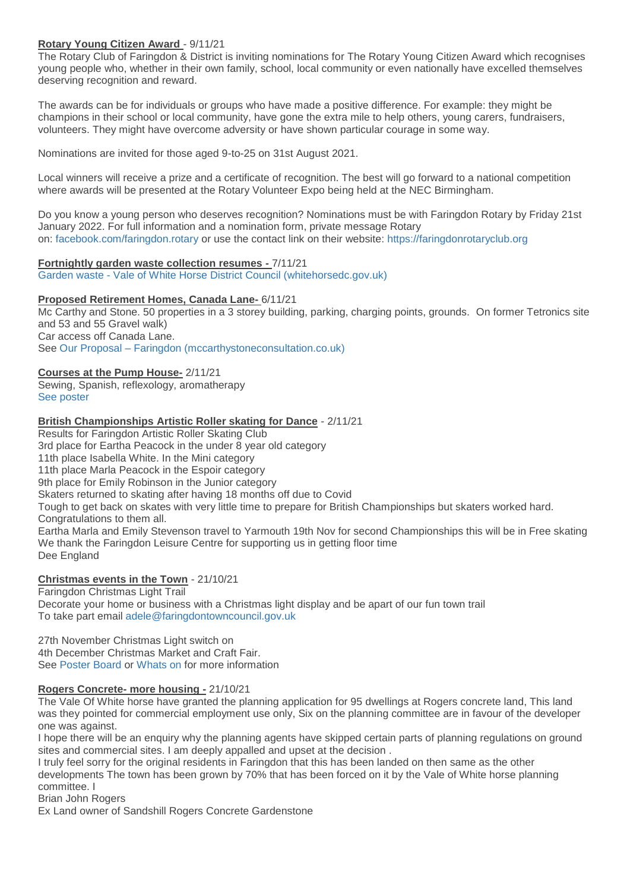**Rotary Young Citizen Award** - 9/11/21

The Rotary Club of Faringdon & District is inviting nominations for The Rotary Young Citizen Award which recognises young people who, whether in their own family, school, local community or even nationally have excelled themselves deserving recognition and reward.

The awards can be for individuals or groups who have made a positive difference. For example: they might be champions in their school or local community, have gone the extra mile to help others, young carers, fundraisers, volunteers. They might have overcome adversity or have shown particular courage in some way.

Nominations are invited for those aged 9-to-25 on 31st August 2021.

Local winners will receive a prize and a certificate of recognition. The best will go forward to a national competition where awards will be presented at the Rotary Volunteer Expo being held at the NEC Birmingham.

Do you know a young person who deserves recognition? Nominations must be with Faringdon Rotary by Friday 21st January 2022. For full information and a nomination form, private message Rotary on: facebook.com/faringdon.rotary or use the contact link on their website: https://faringdonrotaryclub.org

**Fortnightly garden waste collection resumes -** 7/11/21

Garden waste - Vale of White Horse District Council (whitehorsedc.gov.uk)

**Proposed Retirement Homes, Canada Lane-** 6/11/21

Mc Carthy and Stone. 50 properties in a 3 storey building, parking, charging points, grounds. On former Tetronics site and 53 and 55 Gravel walk)

Car access off Canada Lane.

See Our Proposal – Faringdon (mccarthystoneconsultation.co.uk)

**Courses at the Pump House-** 2/11/21

Sewing, Spanish, reflexology, aromatherapy

See poster

**British Championships Artistic Roller skating for Dance** - 2/11/21

Results for Faringdon Artistic Roller Skating Club
3rd place for Eartha Peacock in the under 8 year old category
11th place Isabella White. In the Mini category
11th place Marla Peacock in the Espoir category
9th place for Emily Robinson in the Junior category
Skaters returned to skating after having 18 months off due to Covid
Tough to get back on skates with very little time to prepare for British Championships but skaters worked hard.
Congratulations to them all.
Eartha Marla and Emily Stevenson travel to Yarmouth 19th Nov for second Championships this will be in Free skating
We thank the Faringdon Leisure Centre for supporting us in getting floor time
Dee England

**Christmas events in the Town** - 21/10/21

Faringdon Christmas Light Trail
Decorate your home or business with a Christmas light display and be apart of our fun town trail
To take part email adele@faringdontowncouncil.gov.uk

27th November Christmas Light switch on
4th December Christmas Market and Craft Fair.
See Poster Board or Whats on for more information

**Rogers Concrete- more housing -** 21/10/21

The Vale Of White horse have granted the planning application for 95 dwellings at Rogers concrete land, This land was they pointed for commercial employment use only, Six on the planning committee are in favour of the developer one was against.

I hope there will be an enquiry why the planning agents have skipped certain parts of planning regulations on ground sites and commercial sites. I am deeply appalled and upset at the decision .

I truly feel sorry for the original residents in Faringdon that this has been landed on then same as the other developments The town has been grown by 70% that has been forced on it by the Vale of White horse planning committee. I

Brian John Rogers
Ex Land owner of Sandshill Rogers Concrete Gardenstone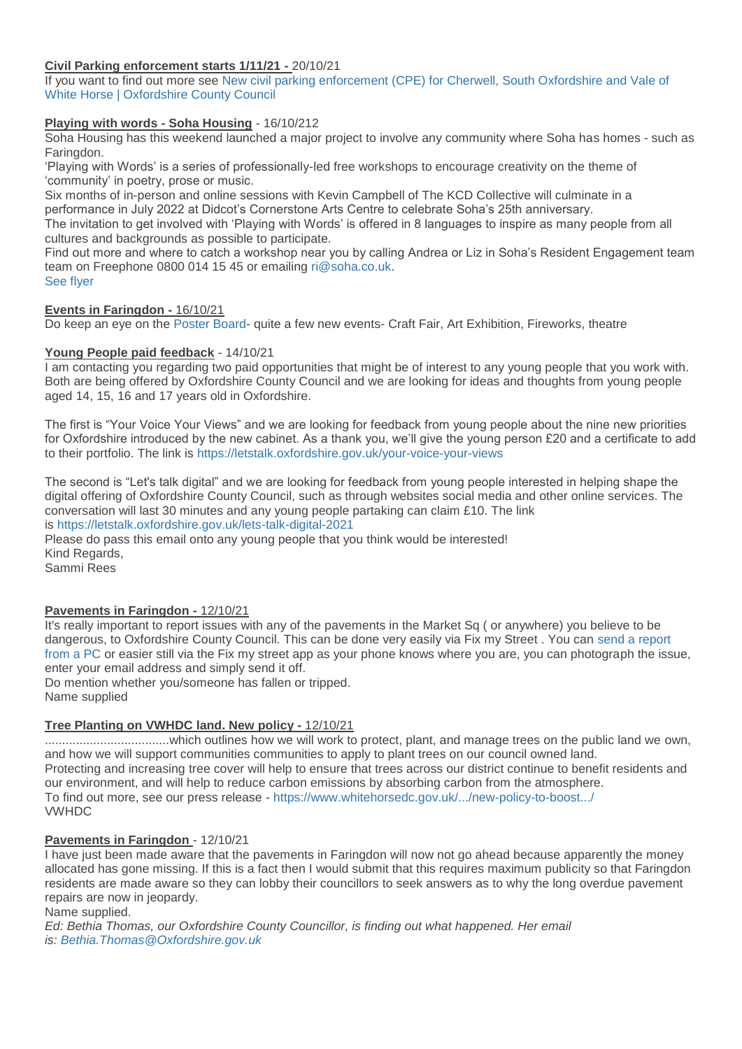**Civil Parking enforcement starts 1/11/21 -** 20/10/21

If you want to find out more see New civil parking enforcement (CPE) for Cherwell, South Oxfordshire and Vale of White Horse | Oxfordshire County Council

**Playing with words - Soha Housing** - 16/10/212

Soha Housing has this weekend launched a major project to involve any community where Soha has homes - such as Faringdon.

'Playing with Words' is a series of professionally-led free workshops to encourage creativity on the theme of 'community' in poetry, prose or music.

Six months of in-person and online sessions with Kevin Campbell of The KCD Collective will culminate in a performance in July 2022 at Didcot's Cornerstone Arts Centre to celebrate Soha's 25th anniversary.

The invitation to get involved with 'Playing with Words' is offered in 8 languages to inspire as many people from all cultures and backgrounds as possible to participate.

Find out more and where to catch a workshop near you by calling Andrea or Liz in Soha's Resident Engagement team team on Freephone 0800 014 15 45 or emailing ri@soha.co.uk.

See flyer

**Events in Faringdon -** 16/10/21

Do keep an eye on the Poster Board- quite a few new events- Craft Fair, Art Exhibition, Fireworks, theatre

**Young People paid feedback** - 14/10/21

I am contacting you regarding two paid opportunities that might be of interest to any young people that you work with. Both are being offered by Oxfordshire County Council and we are looking for ideas and thoughts from young people aged 14, 15, 16 and 17 years old in Oxfordshire.

The first is "Your Voice Your Views" and we are looking for feedback from young people about the nine new priorities for Oxfordshire introduced by the new cabinet. As a thank you, we'll give the young person £20 and a certificate to add to their portfolio. The link is https://letstalk.oxfordshire.gov.uk/your-voice-your-views

The second is "Let's talk digital" and we are looking for feedback from young people interested in helping shape the digital offering of Oxfordshire County Council, such as through websites social media and other online services. The conversation will last 30 minutes and any young people partaking can claim £10. The link is https://letstalk.oxfordshire.gov.uk/lets-talk-digital-2021

Please do pass this email onto any young people that you think would be interested!

Kind Regards,

Sammi Rees

**Pavements in Faringdon -** 12/10/21

It's really important to report issues with any of the pavements in the Market Sq ( or anywhere) you believe to be dangerous, to Oxfordshire County Council. This can be done very easily via Fix my Street . You can send a report from a PC or easier still via the Fix my street app as your phone knows where you are, you can photograph the issue, enter your email address and simply send it off.

Do mention whether you/someone has fallen or tripped.

Name supplied

**Tree Planting on VWHDC land. New policy -** 12/10/21

....................................which outlines how we will work to protect, plant, and manage trees on the public land we own, and how we will support communities communities to apply to plant trees on our council owned land.

Protecting and increasing tree cover will help to ensure that trees across our district continue to benefit residents and our environment, and will help to reduce carbon emissions by absorbing carbon from the atmosphere.

To find out more, see our press release - https://www.whitehorsedc.gov.uk/.../new-policy-to-boost.../

VWHDC

**Pavements in Faringdon** - 12/10/21

I have just been made aware that the pavements in Faringdon will now not go ahead because apparently the money allocated has gone missing. If this is a fact then I would submit that this requires maximum publicity so that Faringdon residents are made aware so they can lobby their councillors to seek answers as to why the long overdue pavement repairs are now in jeopardy.

Name supplied.

*Ed: Bethia Thomas, our Oxfordshire County Councillor, is finding out what happened. Her email is: Bethia.Thomas@Oxfordshire.gov.uk*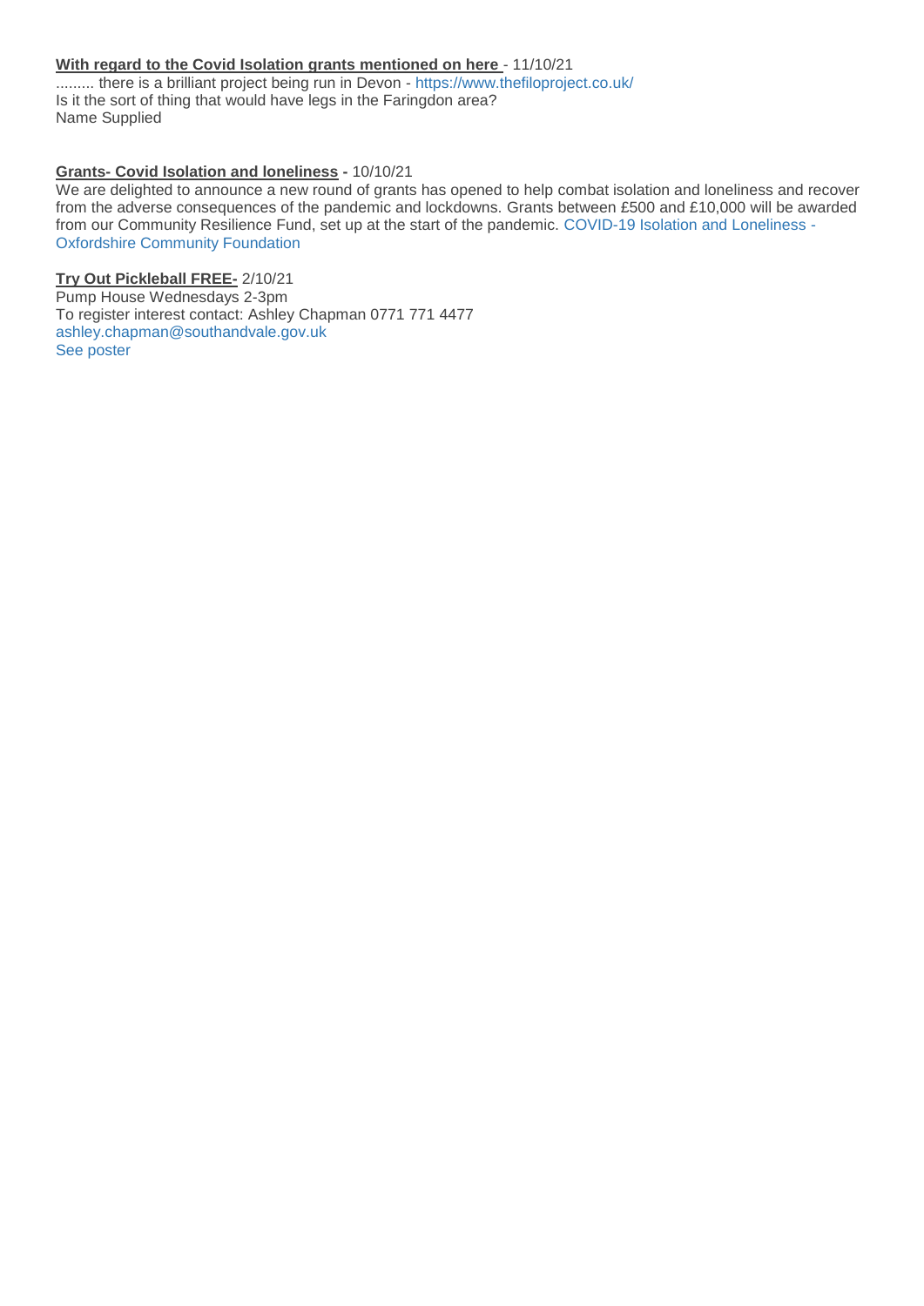**With regard to the Covid Isolation grants mentioned on here** - 11/10/21

......... there is a brilliant project being run in Devon - https://www.thefiloproject.co.uk/
Is it the sort of thing that would have legs in the Faringdon area?
Name Supplied

**Grants- Covid Isolation and loneliness -** 10/10/21

We are delighted to announce a new round of grants has opened to help combat isolation and loneliness and recover from the adverse consequences of the pandemic and lockdowns. Grants between £500 and £10,000 will be awarded from our Community Resilience Fund, set up at the start of the pandemic. COVID-19 Isolation and Loneliness - Oxfordshire Community Foundation

**Try Out Pickleball FREE-** 2/10/21

Pump House Wednesdays 2-3pm
To register interest contact: Ashley Chapman 0771 771 4477
ashley.chapman@southandvale.gov.uk
See poster